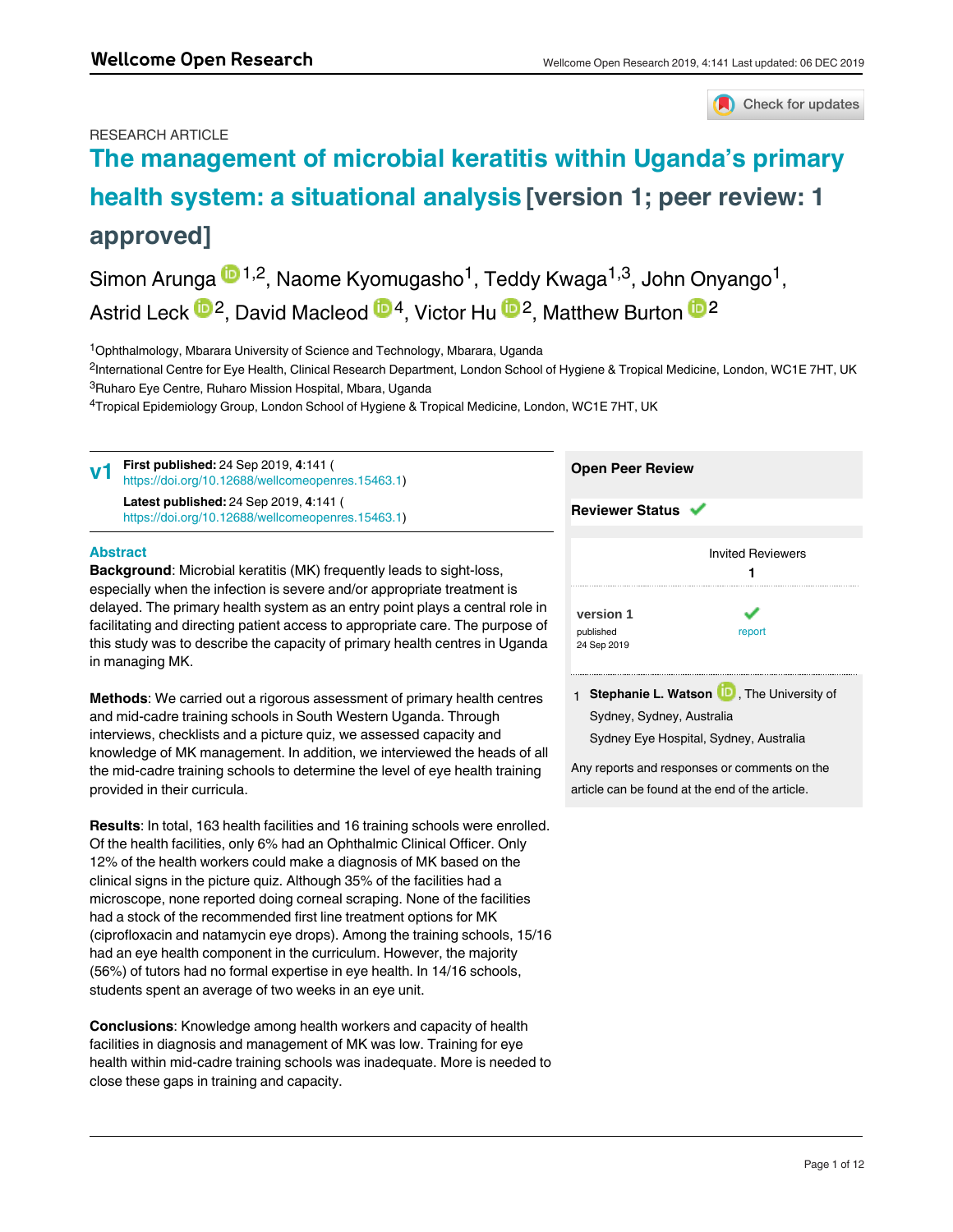RESEARCH ARTICLE

# The management of microbial keratitis within Uganda's primary health system: a situational analysis [version 1; peer review: 1 approved]

Simon Arunga [1,2], Naome Kyomugasho[1], Teddy Kwaga[1,3], John Onyango[1], Astrid Leck [2], David Macleod [4], Victor Hu [2], Matthew Burton [2]

[1]Ophthalmology, Mbarara University of Science and Technology, Mbarara, Uganda
[2]International Centre for Eye Health, Clinical Research Department, London School of Hygiene & Tropical Medicine, London, WC1E 7HT, UK
[3]Ruharo Eye Centre, Ruharo Mission Hospital, Mbara, Uganda
[4]Tropical Epidemiology Group, London School of Hygiene & Tropical Medicine, London, WC1E 7HT, UK

**v1** **First published:** 24 Sep 2019, **4**:141 (https://doi.org/10.12688/wellcomeopenres.15463.1)
**Latest published:** 24 Sep 2019, **4**:141 (https://doi.org/10.12688/wellcomeopenres.15463.1)

## Abstract

**Background**: Microbial keratitis (MK) frequently leads to sight-loss, especially when the infection is severe and/or appropriate treatment is delayed. The primary health system as an entry point plays a central role in facilitating and directing patient access to appropriate care. The purpose of this study was to describe the capacity of primary health centres in Uganda in managing MK.

**Methods**: We carried out a rigorous assessment of primary health centres and mid-cadre training schools in South Western Uganda. Through interviews, checklists and a picture quiz, we assessed capacity and knowledge of MK management. In addition, we interviewed the heads of all the mid-cadre training schools to determine the level of eye health training provided in their curricula.

**Results**: In total, 163 health facilities and 16 training schools were enrolled. Of the health facilities, only 6% had an Ophthalmic Clinical Officer. Only 12% of the health workers could make a diagnosis of MK based on the clinical signs in the picture quiz. Although 35% of the facilities had a microscope, none reported doing corneal scraping. None of the facilities had a stock of the recommended first line treatment options for MK (ciprofloxacin and natamycin eye drops). Among the training schools, 15/16 had an eye health component in the curriculum. However, the majority (56%) of tutors had no formal expertise in eye health. In 14/16 schools, students spent an average of two weeks in an eye unit.

**Conclusions**: Knowledge among health workers and capacity of health facilities in diagnosis and management of MK was low. Training for eye health within mid-cadre training schools was inadequate. More is needed to close these gaps in training and capacity.

**Open Peer Review**

**Reviewer Status** ✔

| | Invited Reviewers |
|---|---|
| | 1 |
| version 1 published 24 Sep 2019 | ✔ report |

1 **Stephanie L. Watson**, The University of Sydney, Sydney, Australia
Sydney Eye Hospital, Sydney, Australia

Any reports and responses or comments on the article can be found at the end of the article.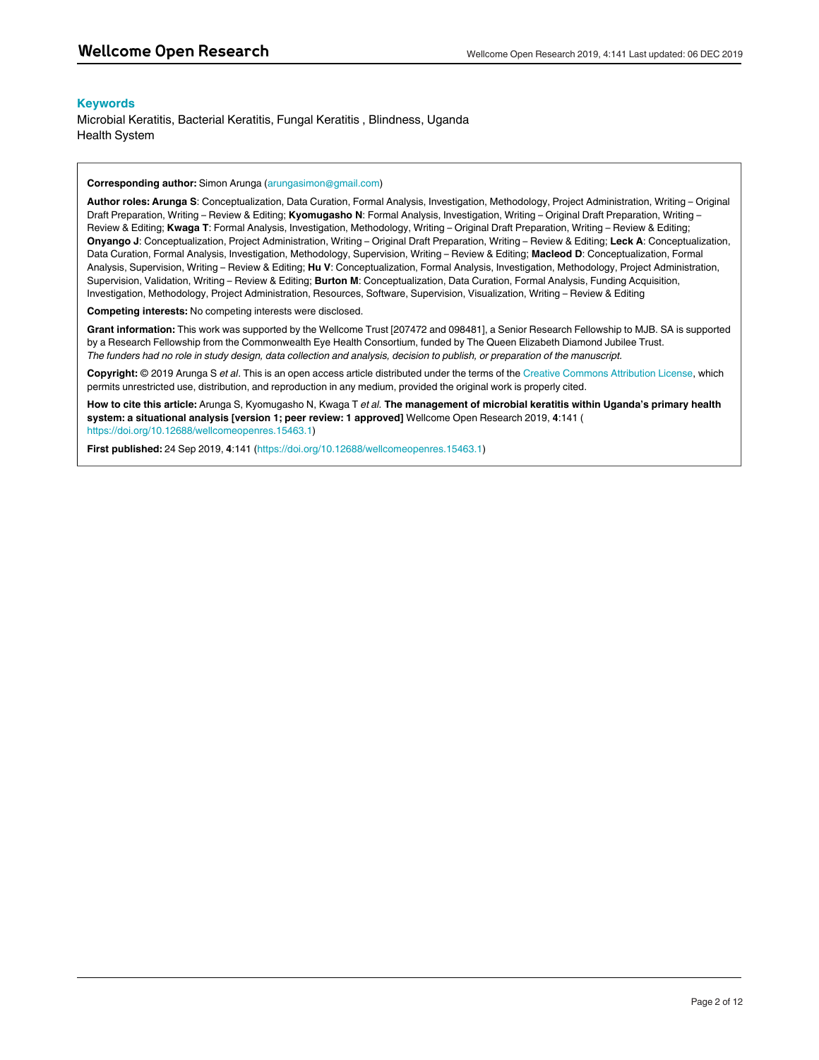## Keywords

Microbial Keratitis, Bacterial Keratitis, Fungal Keratitis , Blindness, Uganda Health System

**Corresponding author:** Simon Arunga (arungasimon@gmail.com)

**Author roles: Arunga S**: Conceptualization, Data Curation, Formal Analysis, Investigation, Methodology, Project Administration, Writing – Original Draft Preparation, Writing – Review & Editing; **Kyomugasho N**: Formal Analysis, Investigation, Writing – Original Draft Preparation, Writing – Review & Editing; **Kwaga T**: Formal Analysis, Investigation, Methodology, Writing – Original Draft Preparation, Writing – Review & Editing; **Onyango J**: Conceptualization, Project Administration, Writing – Original Draft Preparation, Writing – Review & Editing; **Leck A**: Conceptualization, Data Curation, Formal Analysis, Investigation, Methodology, Supervision, Writing – Review & Editing; **Macleod D**: Conceptualization, Formal Analysis, Supervision, Writing – Review & Editing; **Hu V**: Conceptualization, Formal Analysis, Investigation, Methodology, Project Administration, Supervision, Validation, Writing – Review & Editing; **Burton M**: Conceptualization, Data Curation, Formal Analysis, Funding Acquisition, Investigation, Methodology, Project Administration, Resources, Software, Supervision, Visualization, Writing – Review & Editing

**Competing interests:** No competing interests were disclosed.

**Grant information:** This work was supported by the Wellcome Trust [207472 and 098481], a Senior Research Fellowship to MJB. SA is supported by a Research Fellowship from the Commonwealth Eye Health Consortium, funded by The Queen Elizabeth Diamond Jubilee Trust.
*The funders had no role in study design, data collection and analysis, decision to publish, or preparation of the manuscript.*

**Copyright:** © 2019 Arunga S *et al*. This is an open access article distributed under the terms of the Creative Commons Attribution License, which permits unrestricted use, distribution, and reproduction in any medium, provided the original work is properly cited.

**How to cite this article:** Arunga S, Kyomugasho N, Kwaga T *et al.* **The management of microbial keratitis within Uganda's primary health system: a situational analysis [version 1; peer review: 1 approved]** Wellcome Open Research 2019, **4**:141 (https://doi.org/10.12688/wellcomeopenres.15463.1)

**First published:** 24 Sep 2019, **4**:141 (https://doi.org/10.12688/wellcomeopenres.15463.1)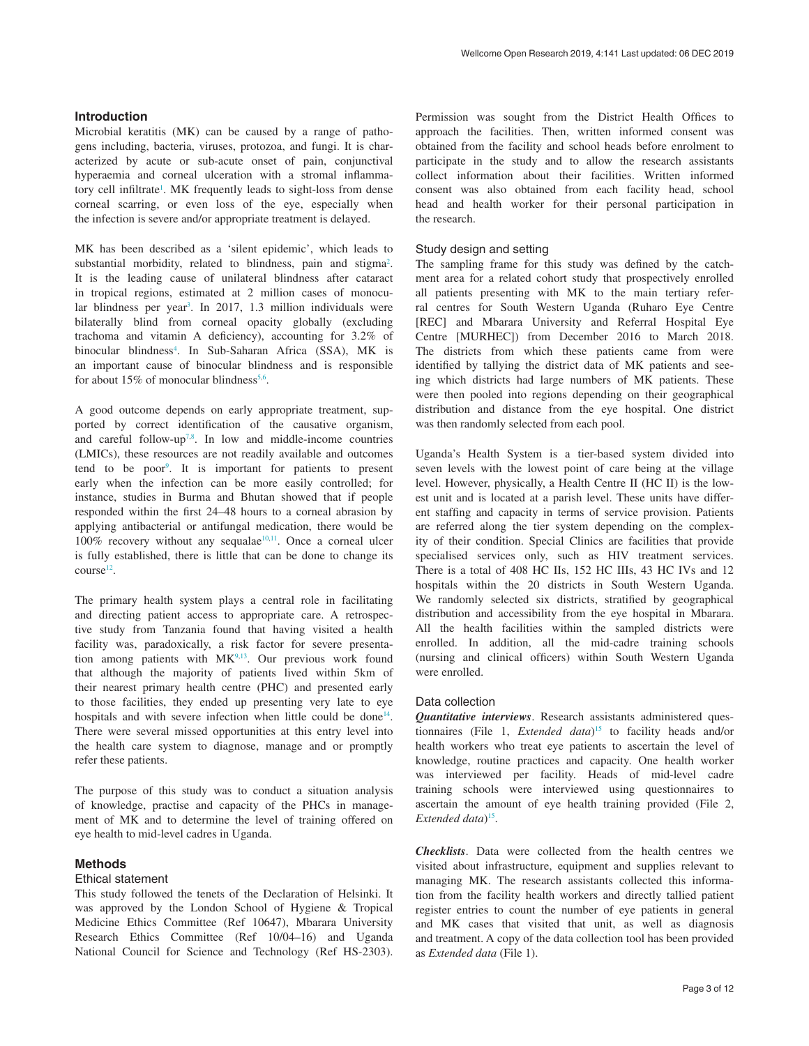## Introduction

Microbial keratitis (MK) can be caused by a range of pathogens including, bacteria, viruses, protozoa, and fungi. It is characterized by acute or sub-acute onset of pain, conjunctival hyperaemia and corneal ulceration with a stromal inflammatory cell infiltrate[1]. MK frequently leads to sight-loss from dense corneal scarring, or even loss of the eye, especially when the infection is severe and/or appropriate treatment is delayed.

MK has been described as a 'silent epidemic', which leads to substantial morbidity, related to blindness, pain and stigma[2]. It is the leading cause of unilateral blindness after cataract in tropical regions, estimated at 2 million cases of monocular blindness per year[3]. In 2017, 1.3 million individuals were bilaterally blind from corneal opacity globally (excluding trachoma and vitamin A deficiency), accounting for 3.2% of binocular blindness[4]. In Sub-Saharan Africa (SSA), MK is an important cause of binocular blindness and is responsible for about 15% of monocular blindness[5,6].

A good outcome depends on early appropriate treatment, supported by correct identification of the causative organism, and careful follow-up[7,8]. In low and middle-income countries (LMICs), these resources are not readily available and outcomes tend to be poor[9]. It is important for patients to present early when the infection can be more easily controlled; for instance, studies in Burma and Bhutan showed that if people responded within the first 24–48 hours to a corneal abrasion by applying antibacterial or antifungal medication, there would be 100% recovery without any sequalae[10,11]. Once a corneal ulcer is fully established, there is little that can be done to change its course[12].

The primary health system plays a central role in facilitating and directing patient access to appropriate care. A retrospective study from Tanzania found that having visited a health facility was, paradoxically, a risk factor for severe presentation among patients with MK[9,13]. Our previous work found that although the majority of patients lived within 5km of their nearest primary health centre (PHC) and presented early to those facilities, they ended up presenting very late to eye hospitals and with severe infection when little could be done[14]. There were several missed opportunities at this entry level into the health care system to diagnose, manage and or promptly refer these patients.

The purpose of this study was to conduct a situation analysis of knowledge, practise and capacity of the PHCs in management of MK and to determine the level of training offered on eye health to mid-level cadres in Uganda.

## Methods

### Ethical statement

This study followed the tenets of the Declaration of Helsinki. It was approved by the London School of Hygiene & Tropical Medicine Ethics Committee (Ref 10647), Mbarara University Research Ethics Committee (Ref 10/04–16) and Uganda National Council for Science and Technology (Ref HS-2303). Permission was sought from the District Health Offices to approach the facilities. Then, written informed consent was obtained from the facility and school heads before enrolment to participate in the study and to allow the research assistants collect information about their facilities. Written informed consent was also obtained from each facility head, school head and health worker for their personal participation in the research.

### Study design and setting

The sampling frame for this study was defined by the catchment area for a related cohort study that prospectively enrolled all patients presenting with MK to the main tertiary referral centres for South Western Uganda (Ruharo Eye Centre [REC] and Mbarara University and Referral Hospital Eye Centre [MURHEC]) from December 2016 to March 2018. The districts from which these patients came from were identified by tallying the district data of MK patients and seeing which districts had large numbers of MK patients. These were then pooled into regions depending on their geographical distribution and distance from the eye hospital. One district was then randomly selected from each pool.

Uganda's Health System is a tier-based system divided into seven levels with the lowest point of care being at the village level. However, physically, a Health Centre II (HC II) is the lowest unit and is located at a parish level. These units have different staffing and capacity in terms of service provision. Patients are referred along the tier system depending on the complexity of their condition. Special Clinics are facilities that provide specialised services only, such as HIV treatment services. There is a total of 408 HC IIs, 152 HC IIIs, 43 HC IVs and 12 hospitals within the 20 districts in South Western Uganda. We randomly selected six districts, stratified by geographical distribution and accessibility from the eye hospital in Mbarara. All the health facilities within the sampled districts were enrolled. In addition, all the mid-cadre training schools (nursing and clinical officers) within South Western Uganda were enrolled.

### Data collection

***Quantitative interviews***. Research assistants administered questionnaires (File 1, *Extended data*)[15] to facility heads and/or health workers who treat eye patients to ascertain the level of knowledge, routine practices and capacity. One health worker was interviewed per facility. Heads of mid-level cadre training schools were interviewed using questionnaires to ascertain the amount of eye health training provided (File 2, *Extended data*)[15].

***Checklists***. Data were collected from the health centres we visited about infrastructure, equipment and supplies relevant to managing MK. The research assistants collected this information from the facility health workers and directly tallied patient register entries to count the number of eye patients in general and MK cases that visited that unit, as well as diagnosis and treatment. A copy of the data collection tool has been provided as *Extended data* (File 1).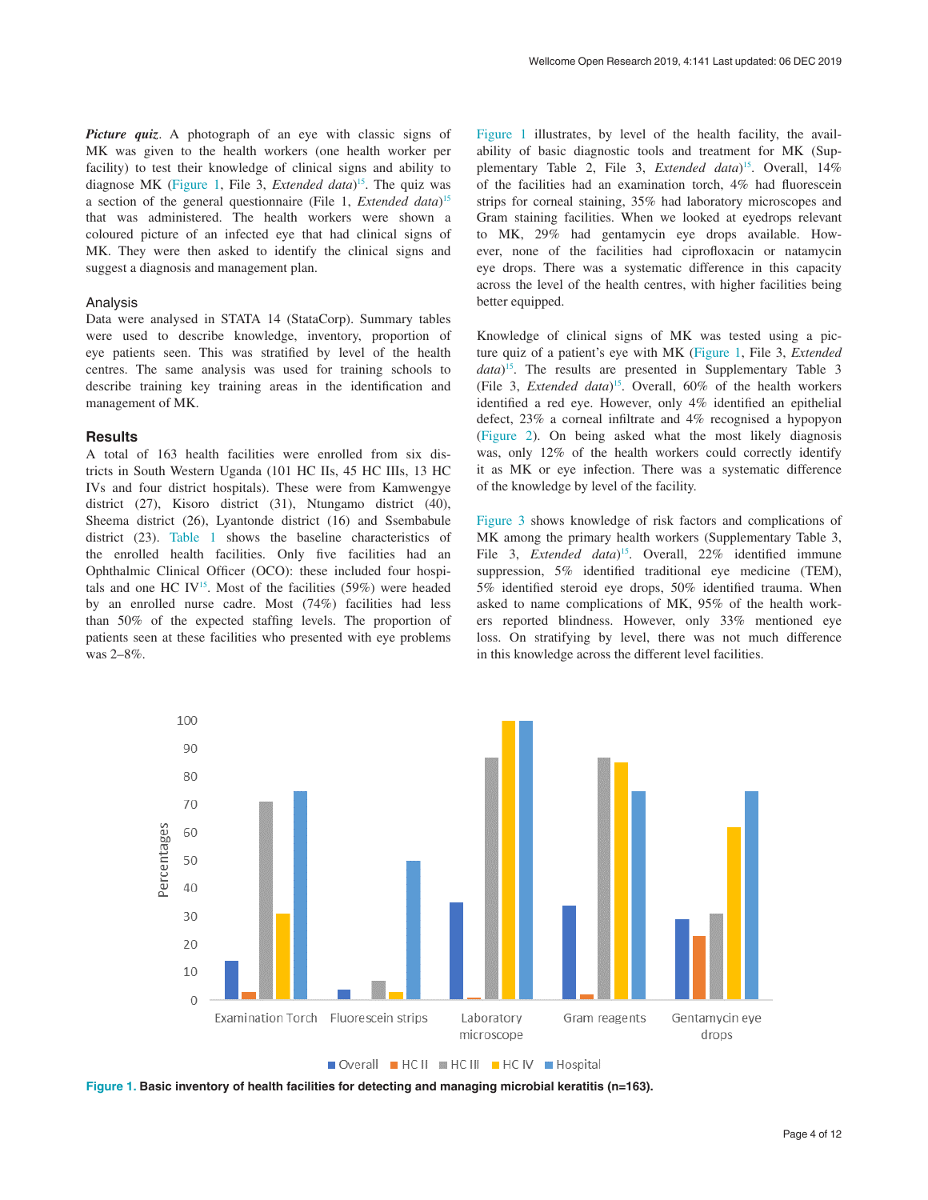***Picture quiz***. A photograph of an eye with classic signs of MK was given to the health workers (one health worker per facility) to test their knowledge of clinical signs and ability to diagnose MK (Figure 1, File 3, *Extended data*)[15]. The quiz was a section of the general questionnaire (File 1, *Extended data*)[15] that was administered. The health workers were shown a coloured picture of an infected eye that had clinical signs of MK. They were then asked to identify the clinical signs and suggest a diagnosis and management plan.

### Analysis

Data were analysed in STATA 14 (StataCorp). Summary tables were used to describe knowledge, inventory, proportion of eye patients seen. This was stratified by level of the health centres. The same analysis was used for training schools to describe training key training areas in the identification and management of MK.

## Results

A total of 163 health facilities were enrolled from six districts in South Western Uganda (101 HC IIs, 45 HC IIIs, 13 HC IVs and four district hospitals). These were from Kamwengye district (27), Kisoro district (31), Ntungamo district (40), Sheema district (26), Lyantonde district (16) and Ssembabule district (23). Table 1 shows the baseline characteristics of the enrolled health facilities. Only five facilities had an Ophthalmic Clinical Officer (OCO): these included four hospitals and one HC IV[15]. Most of the facilities (59%) were headed by an enrolled nurse cadre. Most (74%) facilities had less than 50% of the expected staffing levels. The proportion of patients seen at these facilities who presented with eye problems was 2–8%.

Figure 1 illustrates, by level of the health facility, the availability of basic diagnostic tools and treatment for MK (Supplementary Table 2, File 3, *Extended data*)[15]. Overall, 14% of the facilities had an examination torch, 4% had fluorescein strips for corneal staining, 35% had laboratory microscopes and Gram staining facilities. When we looked at eyedrops relevant to MK, 29% had gentamycin eye drops available. However, only 5% had ciprofloxacin or natamycin eye drops. There was a systematic difference in this capacity across the level of the health centres, with higher facilities being better equipped.

Knowledge of clinical signs of MK was tested using a picture quiz of a patient's eye with MK (Figure 1, File 3, *Extended data*)[15]. The results are presented in Supplementary Table 3 (File 3, *Extended data*)[15]. Overall, 60% of the health workers identified a red eye. However, only 4% identified an epithelial defect, 23% a corneal infiltrate and 4% recognised a hypopyon (Figure 2). On being asked what the most likely diagnosis was, only 12% of the health workers could correctly identify it as MK or eye infection. There was a systematic difference of the knowledge by level of the facility.

Figure 3 shows knowledge of risk factors and complications of MK among the primary health workers (Supplementary Table 3, File 3, *Extended data*)[15]. Overall, 22% identified immune suppression, 5% identified traditional eye medicine (TEM), 5% identified steroid eye drops, 50% identified trauma. When asked to name complications of MK, 95% of the health workers reported blindness. However, only 33% mentioned eye loss. On stratifying by level, there was not much difference in this knowledge across the different level facilities.

**Figure 1. Basic inventory of health facilities for detecting and managing microbial keratitis (n=163).**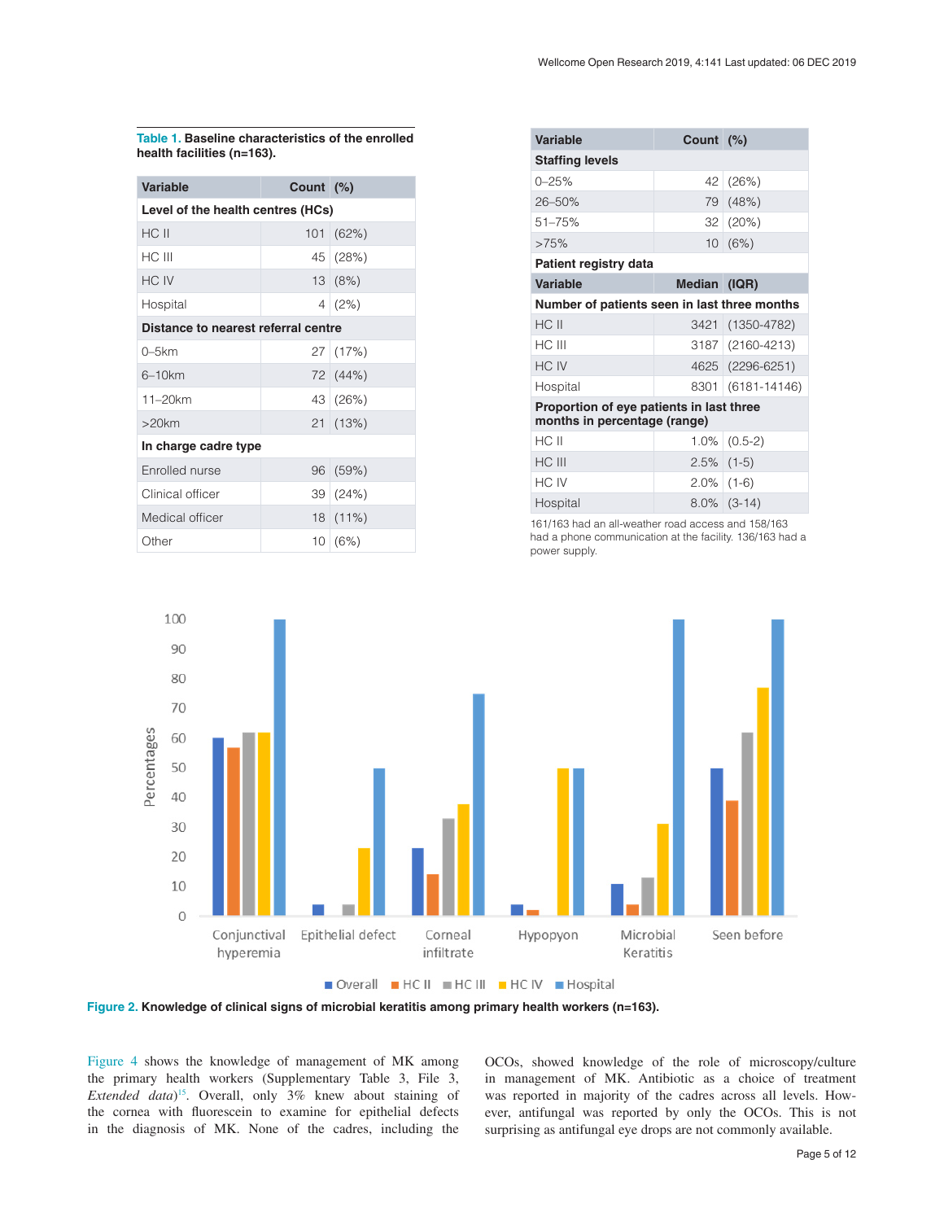**Table 1. Baseline characteristics of the enrolled health facilities (n=163).**

| Variable | Count | (%) |
|---|---|---|
| **Level of the health centres (HCs)** | | |
| HC II | 101 | (62%) |
| HC III | 45 | (28%) |
| HC IV | 13 | (8%) |
| Hospital | 4 | (2%) |
| **Distance to nearest referral centre** | | |
| 0–5km | 27 | (17%) |
| 6–10km | 72 | (44%) |
| 11–20km | 43 | (26%) |
| >20km | 21 | (13%) |
| **In charge cadre type** | | |
| Enrolled nurse | 96 | (59%) |
| Clinical officer | 39 | (24%) |
| Medical officer | 18 | (11%) |
| Other | 10 | (6%) |
| **Staffing levels** | | |
| 0–25% | 42 | (26%) |
| 26–50% | 79 | (48%) |
| 51–75% | 32 | (20%) |
| >75% | 10 | (6%) |
| **Patient registry data** | | |
| **Variable** | **Median** | **(IQR)** |
| **Number of patients seen in last three months** | | |
| HC II | 3421 | (1350-4782) |
| HC III | 3187 | (2160-4213) |
| HC IV | 4625 | (2296-6251) |
| Hospital | 8301 | (6181-14146) |
| **Proportion of eye patients in last three months in percentage (range)** | | |
| HC II | 1.0% | (0.5-2) |
| HC III | 2.5% | (1-5) |
| HC IV | 2.0% | (1-6) |
| Hospital | 8.0% | (3-14) |

161/163 had an all-weather road access and 158/163 had a phone communication at the facility. 136/163 had a power supply.

**Figure 2. Knowledge of clinical signs of microbial keratitis among primary health workers (n=163).**

Figure 4 shows the knowledge of management of MK among the primary health workers (Supplementary Table 3, File 3, *Extended data*)[15]. Overall, only 3% knew about staining of the cornea with fluorescein to examine for epithelial defects in the diagnosis of MK. None of the cadres, including the OCOs, showed knowledge of the role of microscopy/culture in management of MK. Antibiotic as a choice of treatment was reported in majority of the cadres across all levels. However, antifungal was reported by only the OCOs. This is not surprising as antifungal eye drops are not commonly available.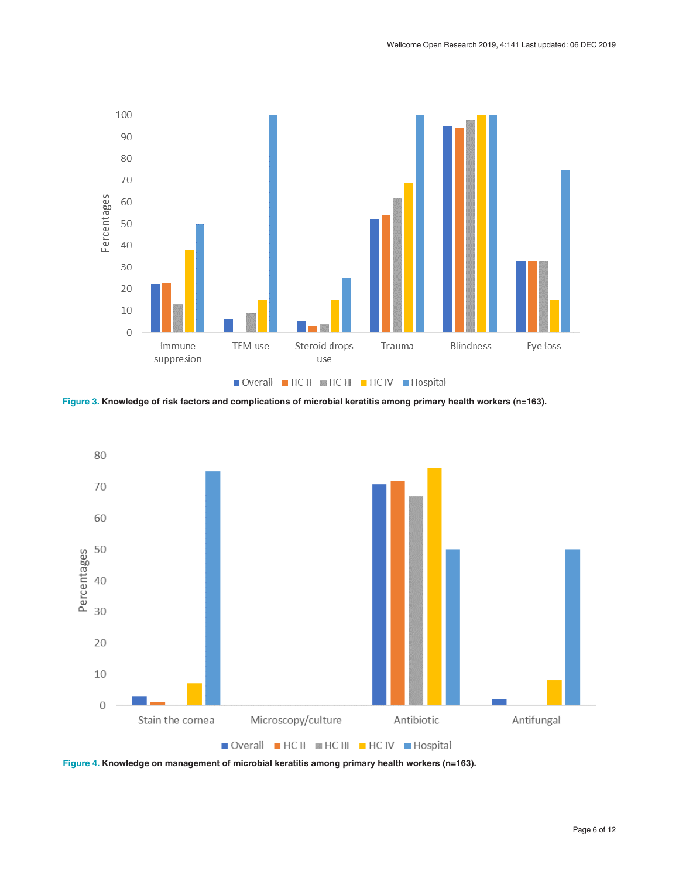**Figure 3.** Knowledge of risk factors and complications of microbial keratitis among primary health workers (n=163).

**Figure 4.** Knowledge on management of microbial keratitis among primary health workers (n=163).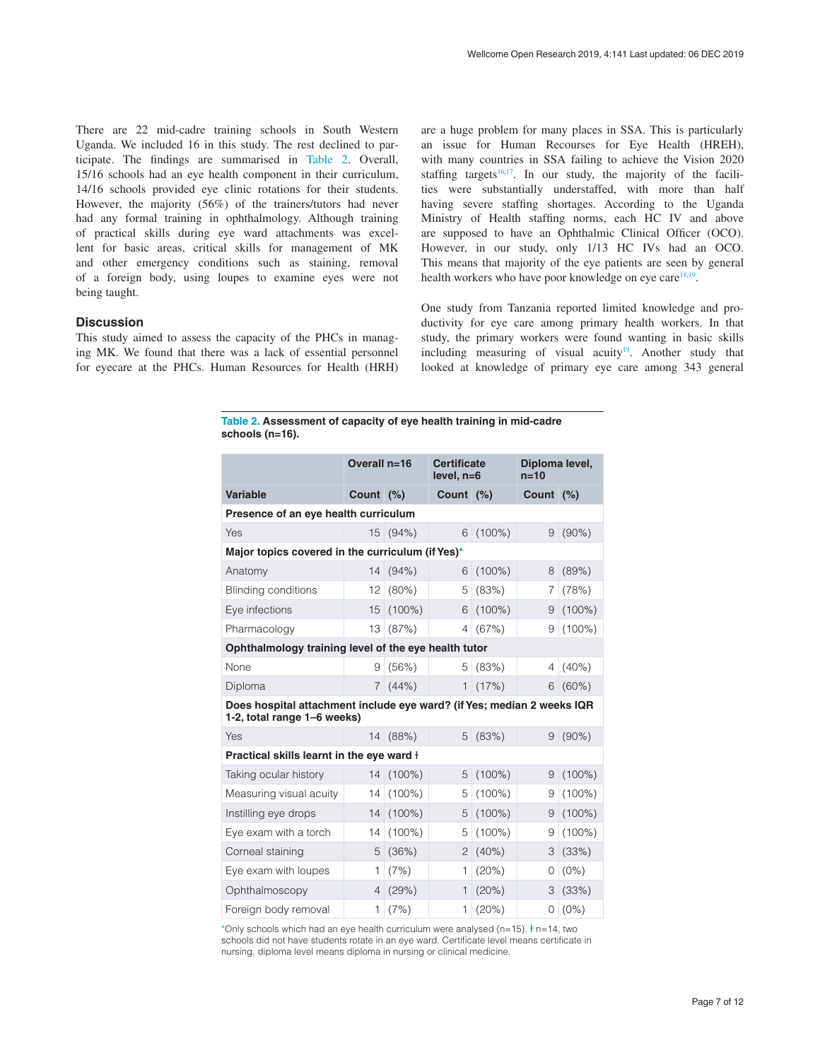There are 22 mid-cadre training schools in South Western Uganda. We included 16 in this study. The rest declined to participate. The findings are summarised in Table 2. Overall, 15/16 schools had an eye health component in their curriculum, 14/16 schools provided eye clinic rotations for their students. However, the majority (56%) of the trainers/tutors had never had any formal training in ophthalmology. Although training of practical skills during eye ward attachments was excellent for basic areas, critical skills for management of MK and other emergency conditions such as staining, removal of a foreign body, using loupes to examine eyes were not being taught.

## Discussion

This study aimed to assess the capacity of the PHCs in managing MK. We found that there was a lack of essential personnel for eyecare at the PHCs. Human Resources for Health (HRH) are a huge problem for many places in SSA. This is particularly an issue for Human Recourses for Eye Health (HREH), with many countries in SSA failing to achieve the Vision 2020 staffing targets[16,17]. In our study, the majority of the facilities were substantially understaffed, with more than half having severe staffing shortages. According to the Uganda Ministry of Health staffing norms, each HC IV and above are supposed to have an Ophthalmic Clinical Officer (OCO). However, in our study, only 1/13 HC IVs had an OCO. This means that majority of the eye patients are seen by general health workers who have poor knowledge on eye care[18,19].

One study from Tanzania reported limited knowledge and productivity for eye care among primary health workers. In that study, the primary workers were found wanting in basic skills including measuring of visual acuity[19]. Another study that looked at knowledge of primary eye care among 343 general

**Table 2. Assessment of capacity of eye health training in mid-cadre schools (n=16).**

| | Overall n=16 | | Certificate level, n=6 | | Diploma level, n=10 | |
|---|---|---|---|---|---|---|
| **Variable** | **Count** | **(%)** | **Count** | **(%)** | **Count** | **(%)** |
| **Presence of an eye health curriculum** | | | | | | |
| Yes | 15 | (94%) | 6 | (100%) | 9 | (90%) |
| **Major topics covered in the curriculum (if Yes)*** | | | | | | |
| Anatomy | 14 | (94%) | 6 | (100%) | 8 | (89%) |
| Blinding conditions | 12 | (80%) | 5 | (83%) | 7 | (78%) |
| Eye infections | 15 | (100%) | 6 | (100%) | 9 | (100%) |
| Pharmacology | 13 | (87%) | 4 | (67%) | 9 | (100%) |
| **Ophthalmology training level of the eye health tutor** | | | | | | |
| None | 9 | (56%) | 5 | (83%) | 4 | (40%) |
| Diploma | 7 | (44%) | 1 | (17%) | 6 | (60%) |
| **Does hospital attachment include eye ward? (if Yes; median 2 weeks IQR 1-2, total range 1–6 weeks)** | | | | | | |
| Yes | 14 | (88%) | 5 | (83%) | 9 | (90%) |
| **Practical skills learnt in the eye ward ǂ** | | | | | | |
| Taking ocular history | 14 | (100%) | 5 | (100%) | 9 | (100%) |
| Measuring visual acuity | 14 | (100%) | 5 | (100%) | 9 | (100%) |
| Instilling eye drops | 14 | (100%) | 5 | (100%) | 9 | (100%) |
| Eye exam with a torch | 14 | (100%) | 5 | (100%) | 9 | (100%) |
| Corneal staining | 5 | (36%) | 2 | (40%) | 3 | (33%) |
| Eye exam with loupes | 1 | (7%) | 1 | (20%) | 0 | (0%) |
| Ophthalmoscopy | 4 | (29%) | 1 | (20%) | 3 | (33%) |
| Foreign body removal | 1 | (7%) | 1 | (20%) | 0 | (0%) |

*Only schools which had an eye health curriculum were analysed (n=15). ǂ n=14, two schools did not have students rotate in an eye ward. Certificate level means certificate in nursing, diploma level means diploma in nursing or clinical medicine.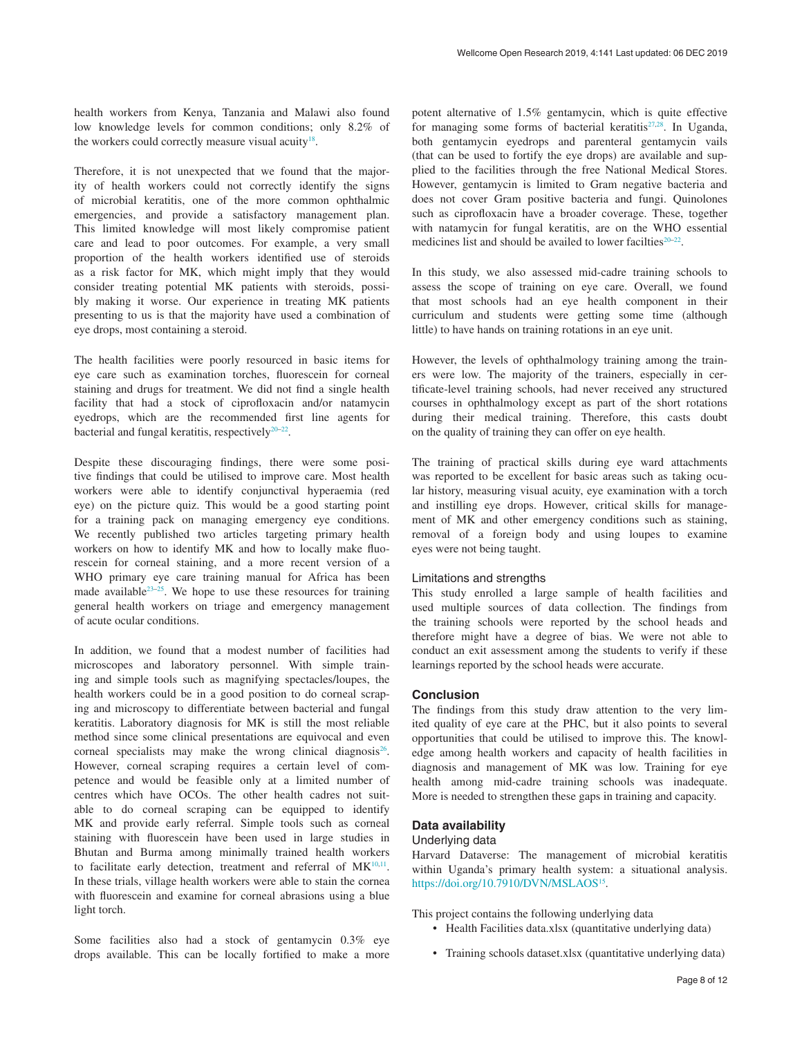health workers from Kenya, Tanzania and Malawi also found low knowledge levels for common conditions; only 8.2% of the workers could correctly measure visual acuity[18].

Therefore, it is not unexpected that we found that the majority of health workers could not correctly identify the signs of microbial keratitis, one of the more common ophthalmic emergencies, and provide a satisfactory management plan. This limited knowledge will most likely compromise patient care and lead to poor outcomes. For example, a very small proportion of the health workers identified use of steroids as a risk factor for MK, which might imply that they would consider treating potential MK patients with steroids, possibly making it worse. Our experience in treating MK patients presenting to us is that the majority have used a combination of eye drops, most containing a steroid.

The health facilities were poorly resourced in basic items for eye care such as examination torches, fluorescein for corneal staining and drugs for treatment. We did not find a single health facility that had a stock of ciprofloxacin and/or natamycin eyedrops, which are the recommended first line agents for bacterial and fungal keratitis, respectively[20–22].

Despite these discouraging findings, there were some positive findings that could be utilised to improve care. Most health workers were able to identify conjunctival hyperaemia (red eye) on the picture quiz. This would be a good starting point for a training pack on managing emergency eye conditions. We recently published two articles targeting primary health workers on how to identify MK and how to locally make fluorescein for corneal staining, and a more recent version of a WHO primary eye care training manual for Africa has been made available[23–25]. We hope to use these resources for training general health workers on triage and emergency management of acute ocular conditions.

In addition, we found that a modest number of facilities had microscopes and laboratory personnel. With simple training and simple tools such as magnifying spectacles/loupes, the health workers could be in a good position to do corneal scraping and microscopy to differentiate between bacterial and fungal keratitis. Laboratory diagnosis for MK is still the most reliable method since some clinical presentations are equivocal and even corneal specialists may make the wrong clinical diagnosis[26]. However, corneal scraping requires a certain level of competence and would be feasible only at a limited number of centres which have OCOs. The other health cadres not suitable to do corneal scraping can be equipped to identify MK and provide early referral. Simple tools such as corneal staining with fluorescein have been used in large studies in Bhutan and Burma among minimally trained health workers to facilitate early detection, treatment and referral of MK[10,11]. In these trials, village health workers were able to stain the cornea with fluorescein and examine for corneal abrasions using a blue light torch.

Some facilities also had a stock of gentamycin 0.3% eye drops available. This can be locally fortified to make a more potent alternative of 1.5% gentamycin, which is quite effective for managing some forms of bacterial keratitis[27,28]. In Uganda, both gentamycin eyedrops and parenteral gentamycin vails (that can be used to fortify the eye drops) are available and supplied to the facilities through the free National Medical Stores. However, gentamycin is limited to Gram negative bacteria and does not cover Gram positive bacteria and fungi. Quinolones such as ciprofloxacin have a broader coverage. These, together with natamycin for fungal keratitis, are on the WHO essential medicines list and should be availed to lower facilties[20–22].

In this study, we also assessed mid-cadre training schools to assess the scope of training on eye care. Overall, we found that most schools had an eye health component in their curriculum and students were getting some time (although little) to have hands on training rotations in an eye unit.

However, the levels of ophthalmology training among the trainers were low. The majority of the trainers, especially in certificate-level training schools, had never received any structured courses in ophthalmology except as part of the short rotations during their medical training. Therefore, this casts doubt on the quality of training they can offer on eye health.

The training of practical skills during eye ward attachments was reported to be excellent for basic areas such as taking ocular history, measuring visual acuity, eye examination with a torch and instilling eye drops. However, critical skills for management of MK and other emergency conditions such as staining, removal of a foreign body and using loupes to examine eyes were not being taught.

### Limitations and strengths

This study enrolled a large sample of health facilities and used multiple sources of data collection. The findings from the training schools were reported by the school heads and therefore might have a degree of bias. We were not able to conduct an exit assessment among the students to verify if these learnings reported by the school heads were accurate.

## Conclusion

The findings from this study draw attention to the very limited quality of eye care at the PHC, but it also points to several opportunities that could be utilised to improve this. The knowledge among health workers and capacity of health facilities in diagnosis and management of MK was low. Training for eye health among mid-cadre training schools was inadequate. More is needed to strengthen these gaps in training and capacity.

## Data availability

### Underlying data

Harvard Dataverse: The management of microbial keratitis within Uganda's primary health system: a situational analysis. https://doi.org/10.7910/DVN/MSLAOS[15].

This project contains the following underlying data

- Health Facilities data.xlsx (quantitative underlying data)
- Training schools dataset.xlsx (quantitative underlying data)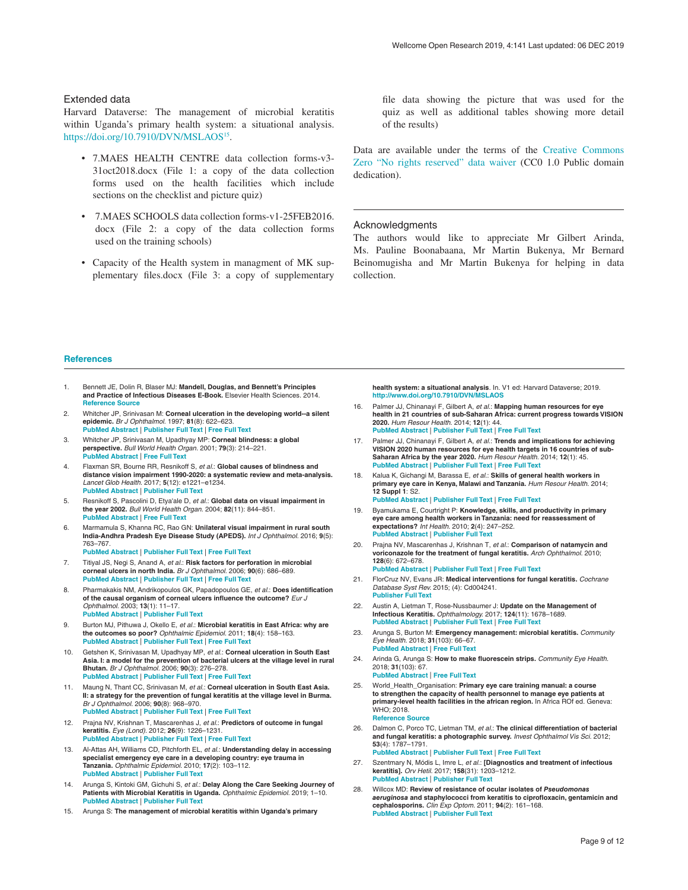### Extended data

Harvard Dataverse: The management of microbial keratitis within Uganda's primary health system: a situational analysis. https://doi.org/10.7910/DVN/MSLAOS[15].

- 7.MAES HEALTH CENTRE data collection forms-v3-31oct2018.docx (File 1: a copy of the data collection forms used on the health facilities which include sections on the checklist and picture quiz)
- 7.MAES SCHOOLS data collection forms-v1-25FEB2016.docx (File 2: a copy of the data collection forms used on the training schools)
- Capacity of the Health system in managment of MK supplementary files.docx (File 3: a copy of supplementary file data showing the picture that was used for the quiz as well as additional tables showing more detail of the results)

Data are available under the terms of the Creative Commons Zero "No rights reserved" data waiver (CC0 1.0 Public domain dedication).

### Acknowledgments

The authors would like to appreciate Mr Gilbert Arinda, Ms. Pauline Boonabaana, Mr Martin Bukenya, Mr Bernard Beinomugisha and Mr Martin Bukenya for helping in data collection.

## References

1. Bennett JE, Dolin R, Blaser MJ: **Mandell, Douglas, and Bennett's Principles and Practice of Infectious Diseases E-Book.** Elsevier Health Sciences. 2014. Reference Source
2. Whitcher JP, Srinivasan M: **Corneal ulceration in the developing world--a silent epidemic.** *Br J Ophthalmol.* 1997; **81**(8): 622–623. PubMed Abstract | Publisher Full Text | Free Full Text
3. Whitcher JP, Srinivasan M, Upadhyay MP: **Corneal blindness: a global perspective.** *Bull World Health Organ.* 2001; **79**(3): 214–221. PubMed Abstract | Free Full Text
4. Flaxman SR, Bourne RR, Resnikoff S, *et al.*: **Global causes of blindness and distance vision impairment 1990-2020: a systematic review and meta-analysis.** *Lancet Glob Health.* 2017; **5**(12): e1221–e1234. PubMed Abstract | Publisher Full Text
5. Resnikoff S, Pascolini D, Etya'ale D, *et al.*: **Global data on visual impairment in the year 2002.** *Bull World Health Organ.* 2004; **82**(11): 844–851. PubMed Abstract | Free Full Text
6. Marmamula S, Khanna RC, Rao GN: **Unilateral visual impairment in rural south India-Andhra Pradesh Eye Disease Study (APEDS).** *Int J Ophthalmol.* 2016; **9**(5): 763–767. PubMed Abstract | Publisher Full Text | Free Full Text
7. Titiyal JS, Negi S, Anand A, *et al.*: **Risk factors for perforation in microbial corneal ulcers in north India.** *Br J Ophthalmol.* 2006; **90**(6): 686–689. PubMed Abstract | Publisher Full Text | Free Full Text
8. Pharmakakis NM, Andrikopoulos GK, Papadopoulos GE, *et al.*: **Does identification of the causal organism of corneal ulcers influence the outcome?** *Eur J Ophthalmol.* 2003; **13**(1): 11–17. PubMed Abstract | Publisher Full Text
9. Burton MJ, Pithuwa J, Okello E, *et al.*: **Microbial keratitis in East Africa: why are the outcomes so poor?** *Ophthalmic Epidemiol.* 2011; **18**(4): 158–163. PubMed Abstract | Publisher Full Text | Free Full Text
10. Getshen K, Srinivasan M, Upadhyay MP, *et al.*: **Corneal ulceration in South East Asia. I: a model for the prevention of bacterial ulcers at the village level in rural Bhutan.** *Br J Ophthalmol.* 2006; **90**(3): 276–278. PubMed Abstract | Publisher Full Text | Free Full Text
11. Maung N, Thant CC, Srinivasan M, *et al.*: **Corneal ulceration in South East Asia. II: a strategy for the prevention of fungal keratitis at the village level in Burma.** *Br J Ophthalmol.* 2006; **90**(8): 968–970. PubMed Abstract | Publisher Full Text | Free Full Text
12. Prajna NV, Krishnan T, Mascarenhas J, *et al.*: **Predictors of outcome in fungal keratitis.** *Eye (Lond).* 2012; **26**(9): 1226–1231. PubMed Abstract | Publisher Full Text | Free Full Text
13. Al-Attas AH, Williams CD, Pitchforth EL, *et al.*: **Understanding delay in accessing specialist emergency eye care in a developing country: eye trauma in Tanzania.** *Ophthalmic Epidemiol.* 2010; **17**(2): 103–112. PubMed Abstract | Publisher Full Text
14. Arunga S, Kintoki GM, Gichuhi S, *et al.*: **Delay Along the Care Seeking Journey of Patients with Microbial Keratitis in Uganda.** *Ophthalmic Epidemiol.* 2019; 1–10. PubMed Abstract | Publisher Full Text
15. Arunga S: **The management of microbial keratitis within Uganda's primary health system: a situational analysis**. In. V1 ed: Harvard Dataverse; 2019. http://www.doi.org/10.7910/DVN/MSLAOS
16. Palmer JJ, Chinanayi F, Gilbert A, *et al.*: **Mapping human resources for eye health in 21 countries of sub-Saharan Africa: current progress towards VISION 2020.** *Hum Resour Health.* 2014; **12**(1): 44. PubMed Abstract | Publisher Full Text | Free Full Text
17. Palmer JJ, Chinanayi F, Gilbert A, *et al.*: **Trends and implications for achieving VISION 2020 human resources for eye health targets in 16 countries of sub-Saharan Africa by the year 2020.** *Hum Resour Health.* 2014; **12**(1): 45. PubMed Abstract | Publisher Full Text | Free Full Text
18. Kalua K, Gichangi M, Barassa E, *et al.*: **Skills of general health workers in primary eye care in Kenya, Malawi and Tanzania.** *Hum Resour Health.* 2014; **12 Suppl 1**: S2. PubMed Abstract | Publisher Full Text | Free Full Text
19. Byamukama E, Courtright P: **Knowledge, skills, and productivity in primary eye care among health workers in Tanzania: need for reassessment of expectations?** *Int Health.* 2010; **2**(4): 247–252. PubMed Abstract | Publisher Full Text
20. Prajna NV, Mascarenhas J, Krishnan T, *et al.*: **Comparison of natamycin and voriconazole for the treatment of fungal keratitis.** *Arch Ophthalmol.* 2010; **128**(6): 672–678. PubMed Abstract | Publisher Full Text | Free Full Text
21. FlorCruz NV, Evans JR: **Medical interventions for fungal keratitis.** *Cochrane Database Syst Rev.* 2015; (4): Cd004241. Publisher Full Text
22. Austin A, Lietman T, Rose-Nussbaumer J: **Update on the Management of Infectious Keratitis.** *Ophthalmology.* 2017; **124**(11): 1678–1689. PubMed Abstract | Publisher Full Text | Free Full Text
23. Arunga S, Burton M: **Emergency management: microbial keratitis.** *Community Eye Health.* 2018; **31**(103): 66–67. PubMed Abstract | Free Full Text
24. Arinda G, Arunga S: **How to make fluorescein strips.** *Community Eye Health.* 2018; **31**(103): 67. PubMed Abstract | Free Full Text
25. World_Health_Organisation: **Primary eye care training manual: a course to strengthen the capacity of health personnel to manage eye patients at primary-level health facilities in the african region.** In Africa ROf ed. Geneva: WHO; 2018. Reference Source
26. Dalmon C, Porco TC, Lietman TM, *et al.*: **The clinical differentiation of bacterial and fungal keratitis: a photographic survey.** *Invest Ophthalmol Vis Sci.* 2012; **53**(4): 1787–1791. PubMed Abstract | Publisher Full Text | Free Full Text
27. Szentmary N, Módis L, Imre L, *et al.*: **[Diagnostics and treatment of infectious keratitis].** *Orv Hetil.* 2017; **158**(31): 1203–1212. PubMed Abstract | Publisher Full Text
28. Willcox MD: **Review of resistance of ocular isolates of *Pseudomonas aeruginosa* and staphylococci from keratitis to ciprofloxacin, gentamicin and cephalosporins.** *Clin Exp Optom.* 2011; **94**(2): 161–168. PubMed Abstract | Publisher Full Text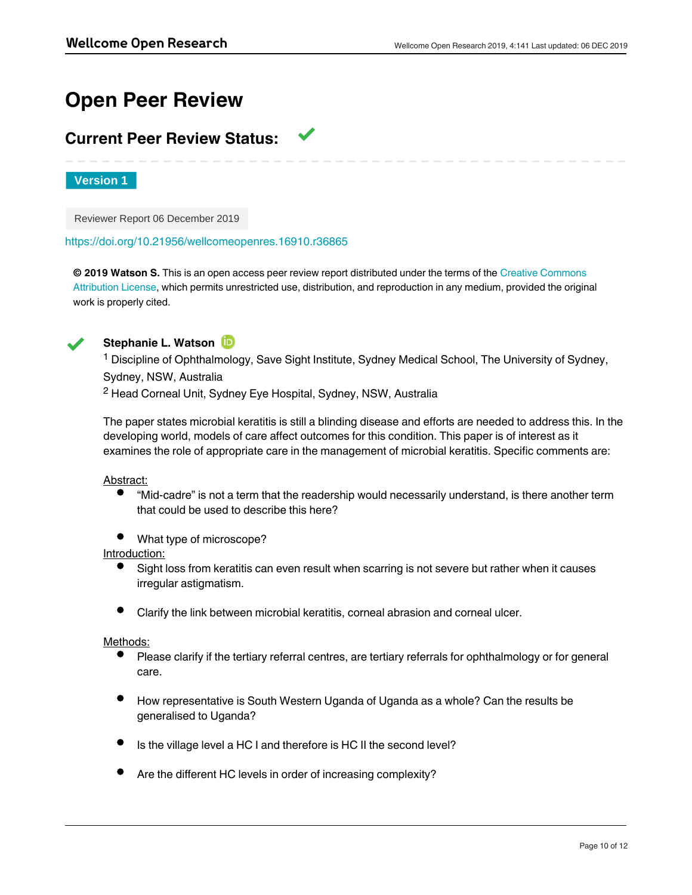# Open Peer Review

## Current Peer Review Status: ✓

**Version 1**

Reviewer Report 06 December 2019

https://doi.org/10.21956/wellcomeopenres.16910.r36865

**© 2019 Watson S.** This is an open access peer review report distributed under the terms of the Creative Commons Attribution License, which permits unrestricted use, distribution, and reproduction in any medium, provided the original work is properly cited.

✓ **Stephanie L. Watson**

[1] Discipline of Ophthalmology, Save Sight Institute, Sydney Medical School, The University of Sydney, Sydney, NSW, Australia

[2] Head Corneal Unit, Sydney Eye Hospital, Sydney, NSW, Australia

The paper states microbial keratitis is still a blinding disease and efforts are needed to address this. In the developing world, models of care affect outcomes for this condition. This paper is of interest as it examines the role of appropriate care in the management of microbial keratitis. Specific comments are:

Abstract:

- "Mid-cadre" is not a term that the readership would necessarily understand, is there another term that could be used to describe this here?
- What type of microscope?

Introduction:

- Sight loss from keratitis can even result when scarring is not severe but rather when it causes irregular astigmatism.
- Clarify the link between microbial keratitis, corneal abrasion and corneal ulcer.

Methods:

- Please clarify if the tertiary referral centres, are tertiary referrals for ophthalmology or for general care.
- How representative is South Western Uganda of Uganda as a whole? Can the results be generalised to Uganda?
- Is the village level a HC I and therefore is HC II the second level?
- Are the different HC levels in order of increasing complexity?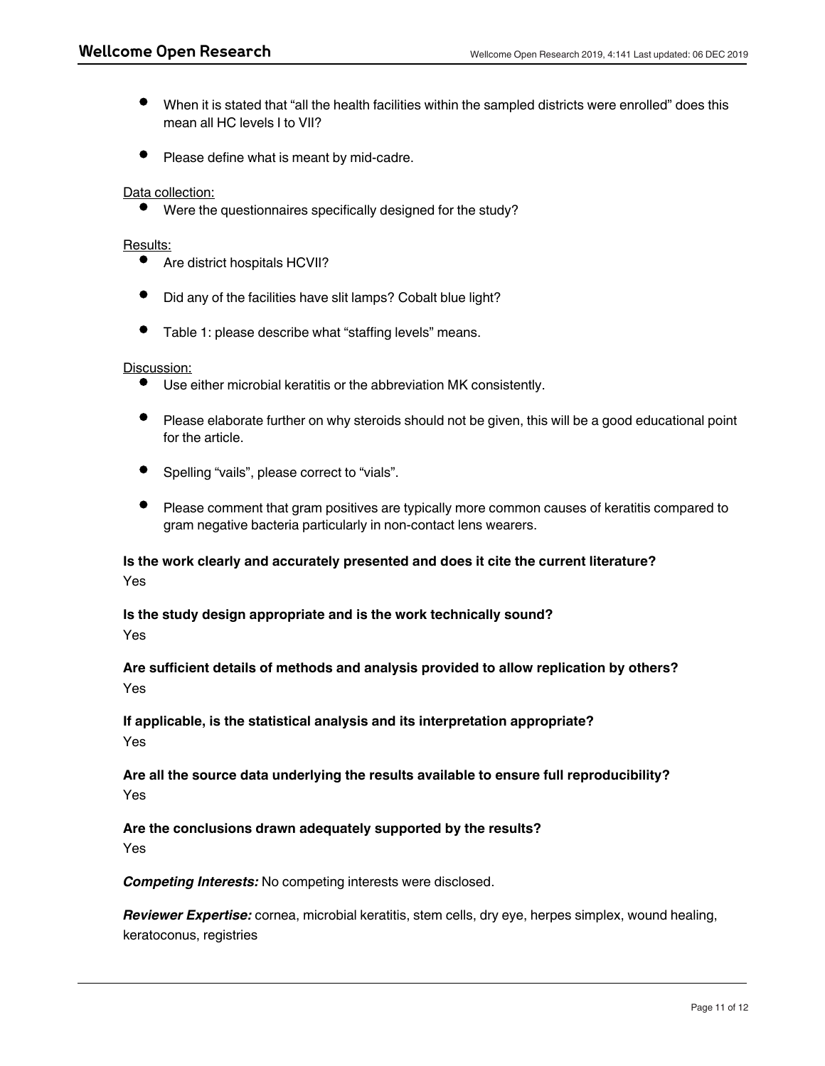- When it is stated that "all the health facilities within the sampled districts were enrolled" does this mean all HC levels I to VII?

- Please define what is meant by mid-cadre.

Data collection:

- Were the questionnaires specifically designed for the study?

Results:

- Are district hospitals HCVII?

- Did any of the facilities have slit lamps? Cobalt blue light?

- Table 1: please describe what "staffing levels" means.

Discussion:

- Use either microbial keratitis or the abbreviation MK consistently.

- Please elaborate further on why steroids should not be given, this will be a good educational point for the article.

- Spelling "vails", please correct to "vials".

- Please comment that gram positives are typically more common causes of keratitis compared to gram negative bacteria particularly in non-contact lens wearers.

**Is the work clearly and accurately presented and does it cite the current literature?**

Yes

**Is the study design appropriate and is the work technically sound?**

Yes

**Are sufficient details of methods and analysis provided to allow replication by others?**

Yes

**If applicable, is the statistical analysis and its interpretation appropriate?**

Yes

**Are all the source data underlying the results available to ensure full reproducibility?**

Yes

**Are the conclusions drawn adequately supported by the results?**

Yes

***Competing Interests:*** No competing interests were disclosed.

***Reviewer Expertise:*** cornea, microbial keratitis, stem cells, dry eye, herpes simplex, wound healing, keratoconus, registries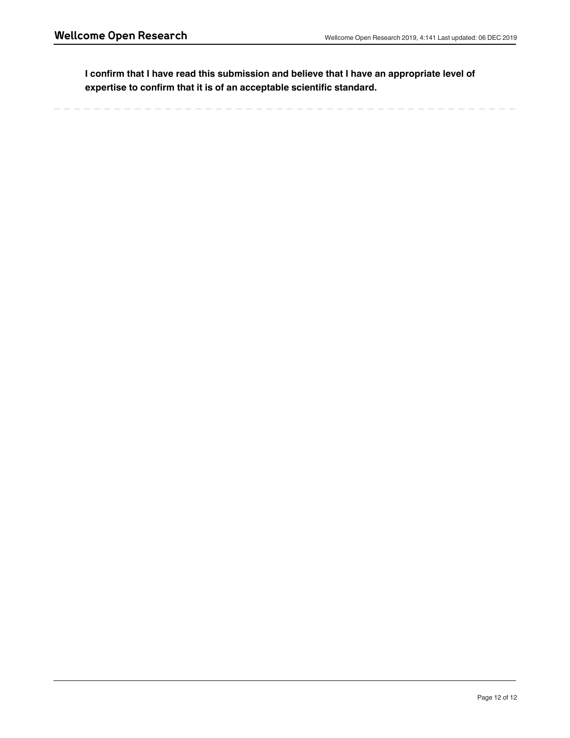**I confirm that I have read this submission and believe that I have an appropriate level of expertise to confirm that it is of an acceptable scientific standard.**